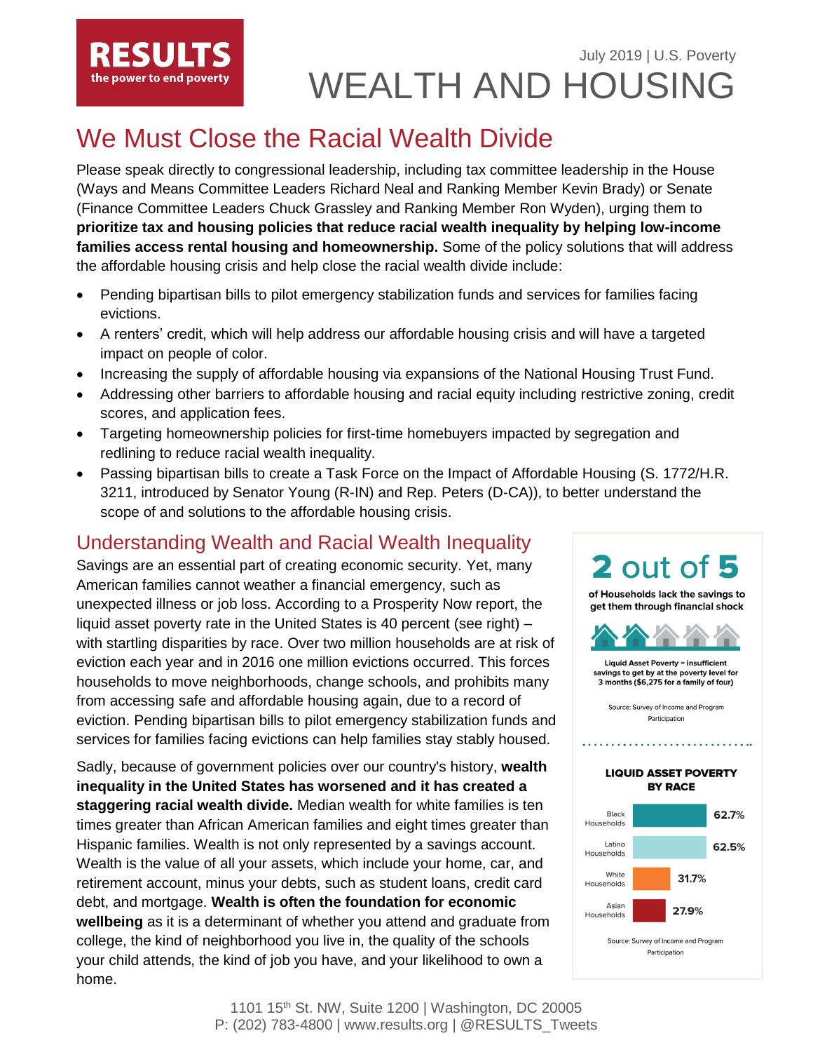**RESULTS**
the power to end poverty

July 2019 | U.S. Poverty

# WEALTH AND HOUSING

## We Must Close the Racial Wealth Divide

Please speak directly to congressional leadership, including tax committee leadership in the House (Ways and Means Committee Leaders Richard Neal and Ranking Member Kevin Brady) or Senate (Finance Committee Leaders Chuck Grassley and Ranking Member Ron Wyden), urging them to **prioritize tax and housing policies that reduce racial wealth inequality by helping low-income families access rental housing and homeownership.** Some of the policy solutions that will address the affordable housing crisis and help close the racial wealth divide include:

- Pending bipartisan bills to pilot emergency stabilization funds and services for families facing evictions.
- A renters' credit, which will help address our affordable housing crisis and will have a targeted impact on people of color.
- Increasing the supply of affordable housing via expansions of the National Housing Trust Fund.
- Addressing other barriers to affordable housing and racial equity including restrictive zoning, credit scores, and application fees.
- Targeting homeownership policies for first-time homebuyers impacted by segregation and redlining to reduce racial wealth inequality.
- Passing bipartisan bills to create a Task Force on the Impact of Affordable Housing (S. 1772/H.R. 3211, introduced by Senator Young (R-IN) and Rep. Peters (D-CA)), to better understand the scope of and solutions to the affordable housing crisis.

## Understanding Wealth and Racial Wealth Inequality

Savings are an essential part of creating economic security. Yet, many American families cannot weather a financial emergency, such as unexpected illness or job loss. According to a Prosperity Now report, the liquid asset poverty rate in the United States is 40 percent (see right) – with startling disparities by race. Over two million households are at risk of eviction each year and in 2016 one million evictions occurred. This forces households to move neighborhoods, change schools, and prohibits many from accessing safe and affordable housing again, due to a record of eviction. Pending bipartisan bills to pilot emergency stabilization funds and services for families facing evictions can help families stay stably housed.

Sadly, because of government policies over our country's history, **wealth inequality in the United States has worsened and it has created a staggering racial wealth divide.** Median wealth for white families is ten times greater than African American families and eight times greater than Hispanic families. Wealth is not only represented by a savings account. Wealth is the value of all your assets, which include your home, car, and retirement account, minus your debts, such as student loans, credit card debt, and mortgage. **Wealth is often the foundation for economic wellbeing** as it is a determinant of whether you attend and graduate from college, the kind of neighborhood you live in, the quality of the schools your child attends, the kind of job you have, and your likelihood to own a home.

**2 out of 5**

**of Households lack the savings to get them through financial shock**

Liquid Asset Poverty = insufficient savings to get by at the poverty level for 3 months ($6,275 for a family of four)

Source: Survey of Income and Program Participation

**LIQUID ASSET POVERTY BY RACE**

| Race | Liquid Asset Poverty |
|---|---|
| Black Households | 62.7% |
| Latino Households | 62.5% |
| White Households | 31.7% |
| Asian Households | 27.9% |

Source: Survey of Income and Program Participation

1101 15th St. NW, Suite 1200 | Washington, DC 20005
P: (202) 783-4800 | www.results.org | @RESULTS_Tweets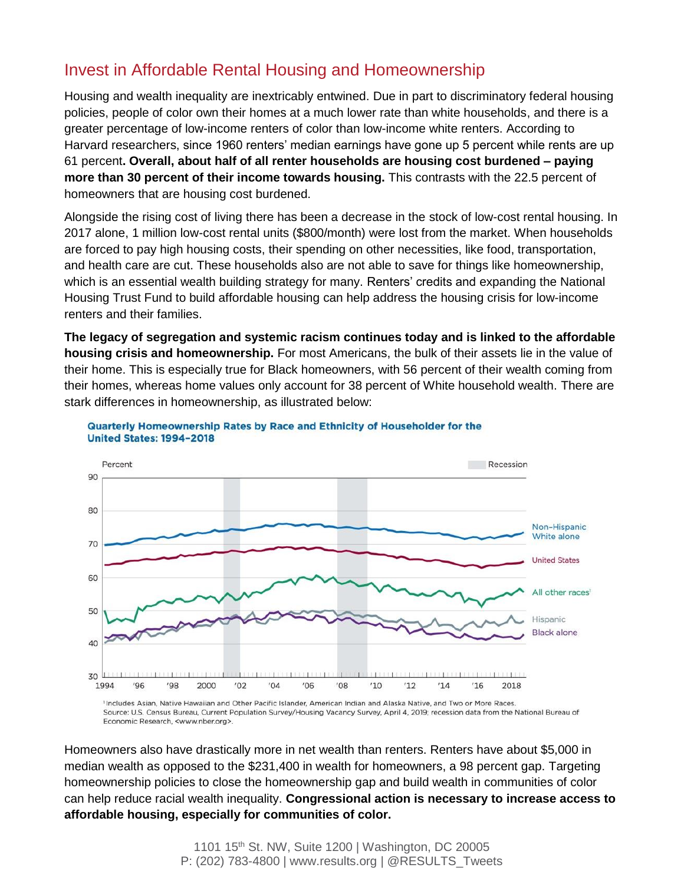## Invest in Affordable Rental Housing and Homeownership

Housing and wealth inequality are inextricably entwined. Due in part to discriminatory federal housing policies, people of color own their homes at a much lower rate than white households, and there is a greater percentage of low-income renters of color than low-income white renters. According to Harvard researchers, since 1960 renters' median earnings have gone up 5 percent while rents are up 61 percent**. Overall, about half of all renter households are housing cost burdened – paying more than 30 percent of their income towards housing.** This contrasts with the 22.5 percent of homeowners that are housing cost burdened.

Alongside the rising cost of living there has been a decrease in the stock of low-cost rental housing. In 2017 alone, 1 million low-cost rental units ($800/month) were lost from the market. When households are forced to pay high housing costs, their spending on other necessities, like food, transportation, and health care are cut. These households also are not able to save for things like homeownership, which is an essential wealth building strategy for many. Renters' credits and expanding the National Housing Trust Fund to build affordable housing can help address the housing crisis for low-income renters and their families.

**The legacy of segregation and systemic racism continues today and is linked to the affordable housing crisis and homeownership.** For most Americans, the bulk of their assets lie in the value of their home. This is especially true for Black homeowners, with 56 percent of their wealth coming from their homes, whereas home values only account for 38 percent of White household wealth. There are stark differences in homeownership, as illustrated below:

**Quarterly Homeownership Rates by Race and Ethnicity of Householder for the United States: 1994–2018**

Percent

Recession

90
80
70
60
50
40
30

1994 '96 '98 2000 '02 '04 '06 '08 '10 '12 '14 '16 2018

Non-Hispanic White alone

United States

All other races[1]

Hispanic

Black alone

[1] Includes Asian, Native Hawaiian and Other Pacific Islander, American Indian and Alaska Native, and Two or More Races.
Source: U.S. Census Bureau, Current Population Survey/Housing Vacancy Survey, April 4, 2019; recession data from the National Bureau of Economic Research, <www.nber.org>.

Homeowners also have drastically more in net wealth than renters. Renters have about $5,000 in median wealth as opposed to the $231,400 in wealth for homeowners, a 98 percent gap. Targeting homeownership policies to close the homeownership gap and build wealth in communities of color can help reduce racial wealth inequality. **Congressional action is necessary to increase access to affordable housing, especially for communities of color.**

1101 15th St. NW, Suite 1200 | Washington, DC 20005
P: (202) 783-4800 | www.results.org | @RESULTS_Tweets